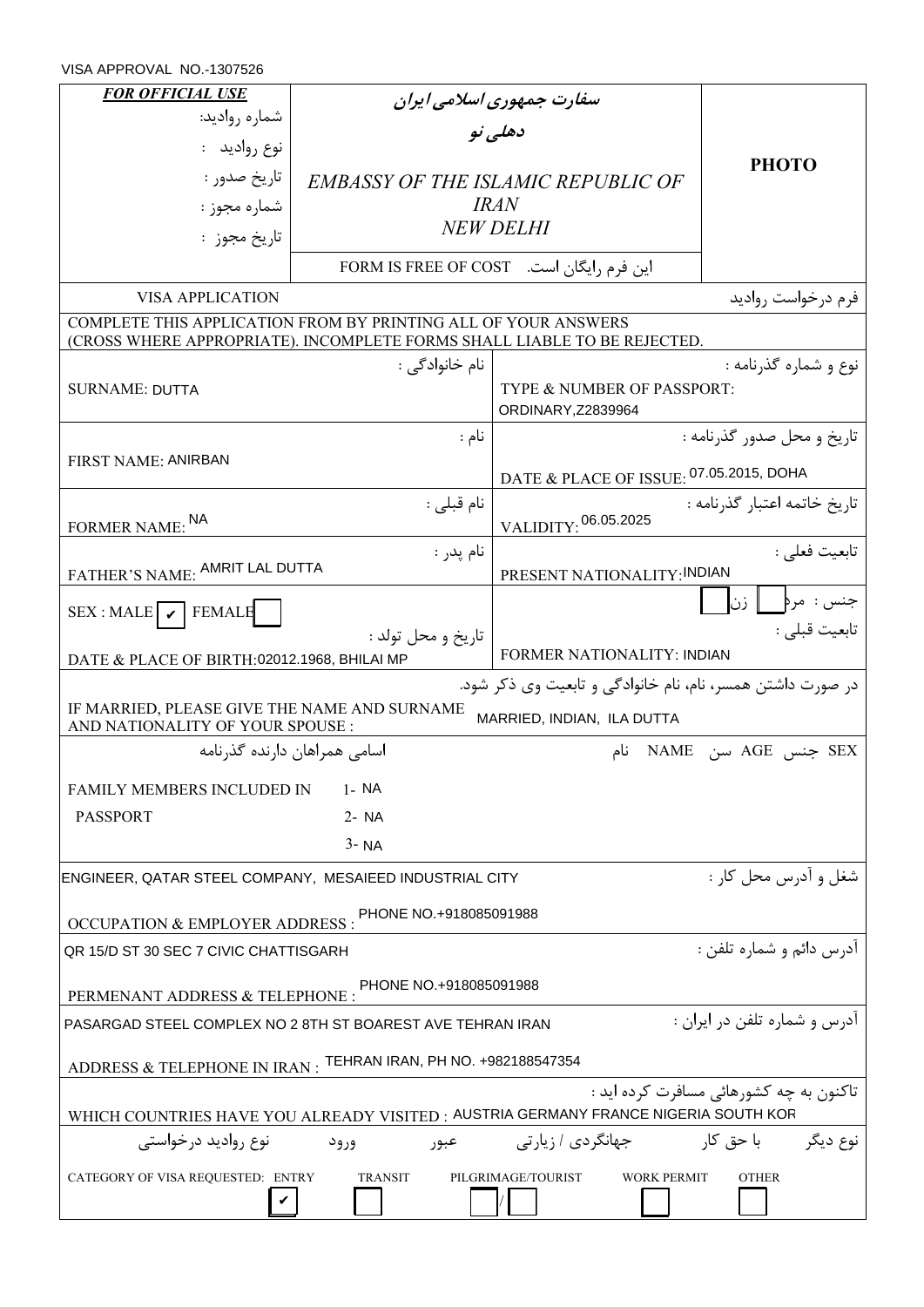VISA APPROVAL NO.-1307526

| ***FOR OFFICIAL USE*** | ***سفارت جمهوری اسلامی ایران*** | **PHOTO** |
|---|---|---|
| شماره روادید: | ***دهلی نو*** | |
| نوع روادید : | *EMBASSY OF THE ISLAMIC REPUBLIC OF IRAN* | |
| تاریخ صدور : | *NEW DELHI* | |
| شماره مجوز : | | |
| تاریخ مجوز : | FORM IS FREE OF COST این فرم رایگان است. | |

VISA APPLICATION — فرم درخواست روادید

COMPLETE THIS APPLICATION FROM BY PRINTING ALL OF YOUR ANSWERS (CROSS WHERE APPROPRIATE). INCOMPLETE FORMS SHALL LIABLE TO BE REJECTED.

| | |
|---|---|
| نام خانوادگی : SURNAME: DUTTA | نوع و شماره گذرنامه : TYPE & NUMBER OF PASSPORT: ORDINARY,Z2839964 |
| نام : FIRST NAME: ANIRBAN | تاریخ و محل صدور گذرنامه : DATE & PLACE OF ISSUE: 07.05.2015, DOHA |
| نام قبلی : FORMER NAME: NA | تاریخ خاتمه اعتبار گذرنامه : VALIDITY: 06.05.2025 |
| نام پدر : FATHER'S NAME: AMRIT LAL DUTTA | تابعیت فعلی : PRESENT NATIONALITY:INDIAN |
| SEX : MALE [✔] FEMALE [ ] | جنس : مرد [ ] زن [ ] |
| تاریخ و محل تولد : DATE & PLACE OF BIRTH:02012.1968, BHILAI MP | تابعیت قبلی : FORMER NATIONALITY: INDIAN |

در صورت داشتن همسر، نام، نام خانوادگی و تابعیت وی ذکر شود.
IF MARRIED, PLEASE GIVE THE NAME AND SURNAME AND NATIONALITY OF YOUR SPOUSE : MARRIED, INDIAN, ILA DUTTA

اسامی همراهان دارنده گذرنامه — نام NAME سن AGE جنس SEX

FAMILY MEMBERS INCLUDED IN PASSPORT
1- NA
2- NA
3- NA

شغل و آدرس محل کار :
OCCUPATION & EMPLOYER ADDRESS : ENGINEER, QATAR STEEL COMPANY, MESAIEED INDUSTRIAL CITY PHONE NO.+918085091988

آدرس دائم و شماره تلفن :
PERMENANT ADDRESS & TELEPHONE : QR 15/D ST 30 SEC 7 CIVIC CHATTISGARH PHONE NO.+918085091988

آدرس و شماره تلفن در ایران :
ADDRESS & TELEPHONE IN IRAN : PASARGAD STEEL COMPLEX NO 2 8TH ST BOAREST AVE TEHRAN IRAN TEHRAN IRAN, PH NO. +982188547354

تاکنون به چه کشورهائی مسافرت کرده اید :
WHICH COUNTRIES HAVE YOU ALREADY VISITED : AUSTRIA GERMANY FRANCE NIGERIA SOUTH KOR

| نوع روادید درخواستی | ورود | عبور | جهانگردی / زیارتی | با حق کار | نوع دیگر |
|---|---|---|---|---|---|
| CATEGORY OF VISA REQUESTED: | ENTRY | TRANSIT | PILGRIMAGE/TOURIST | WORK PERMIT | OTHER |
| | [✔] | [ ] | [ ] / [ ] | [ ] | [ ] |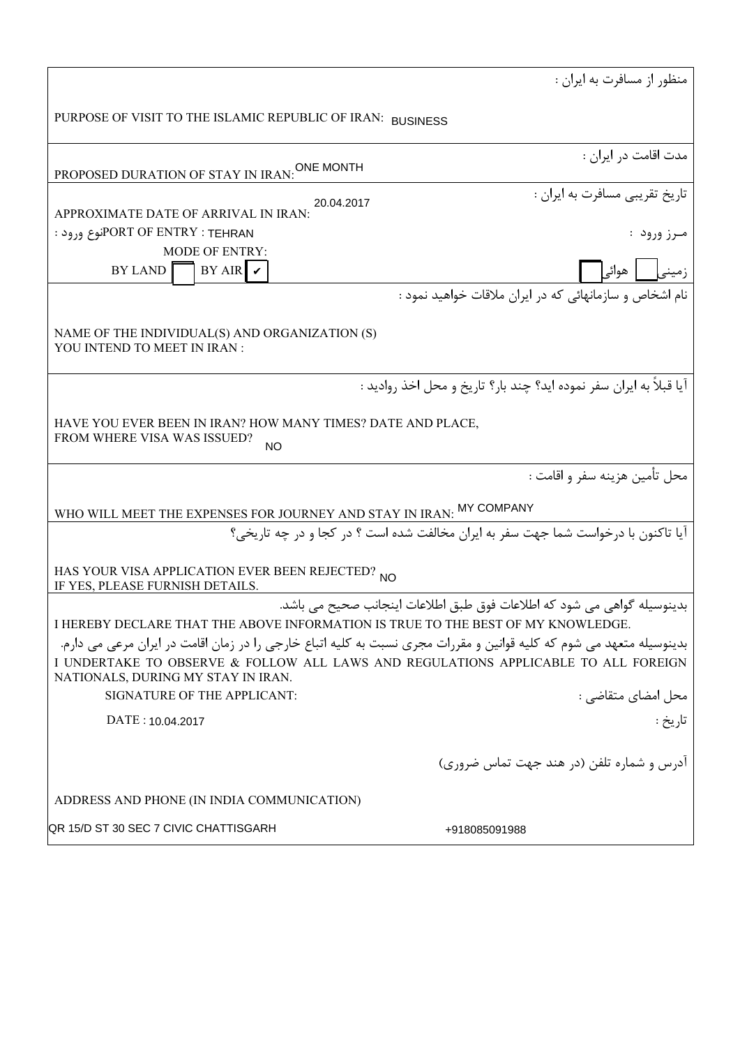منظور از مسافرت به ایران :

PURPOSE OF VISIT TO THE ISLAMIC REPUBLIC OF IRAN: BUSINESS

مدت اقامت در ایران :

PROPOSED DURATION OF STAY IN IRAN: ONE MONTH

تاریخ تقریبی مسافرت به ایران :

APPROXIMATE DATE OF ARRIVAL IN IRAN: 20.04.2017

مـرز ورود :

نوع ورود : PORT OF ENTRY : TEHRAN

MODE OF ENTRY:

BY LAND [ ] BY AIR [✔]

زمینی [ ] هوائی [ ]

نام اشخاص و سازمانهائی که در ایران ملاقات خواهید نمود :

NAME OF THE INDIVIDUAL(S) AND ORGANIZATION (S)
YOU INTEND TO MEET IN IRAN :

آیا قبلاً به ایران سفر نموده اید؟ چند بار؟ تاریخ و محل اخذ روادید :

HAVE YOU EVER BEEN IN IRAN? HOW MANY TIMES? DATE AND PLACE,
FROM WHERE VISA WAS ISSUED? NO

محل تأمین هزینه سفر و اقامت :

WHO WILL MEET THE EXPENSES FOR JOURNEY AND STAY IN IRAN: MY COMPANY

آیا تاکنون با درخواست شما جهت سفر به ایران مخالفت شده است ؟ در کجا و در چه تاریخی؟

HAS YOUR VISA APPLICATION EVER BEEN REJECTED? NO
IF YES, PLEASE FURNISH DETAILS.

بدینوسیله گواهی می شود که اطلاعات فوق طبق اطلاعات اینجانب صحیح می باشد.

I HEREBY DECLARE THAT THE ABOVE INFORMATION IS TRUE TO THE BEST OF MY KNOWLEDGE.

بدینوسیله متعهد می شوم که کلیه قوانین و مقررات مجری نسبت به کلیه اتباع خارجی را در زمان اقامت در ایران مرعی می دارم.

I UNDERTAKE TO OBSERVE & FOLLOW ALL LAWS AND REGULATIONS APPLICABLE TO ALL FOREIGN NATIONALS, DURING MY STAY IN IRAN.

SIGNATURE OF THE APPLICANT:

محل امضای متقاضی :

DATE : 10.04.2017

تاریخ :

آدرس و شماره تلفن (در هند جهت تماس ضروری)

ADDRESS AND PHONE (IN INDIA COMMUNICATION)

QR 15/D ST 30 SEC 7 CIVIC CHATTISGARH +918085091988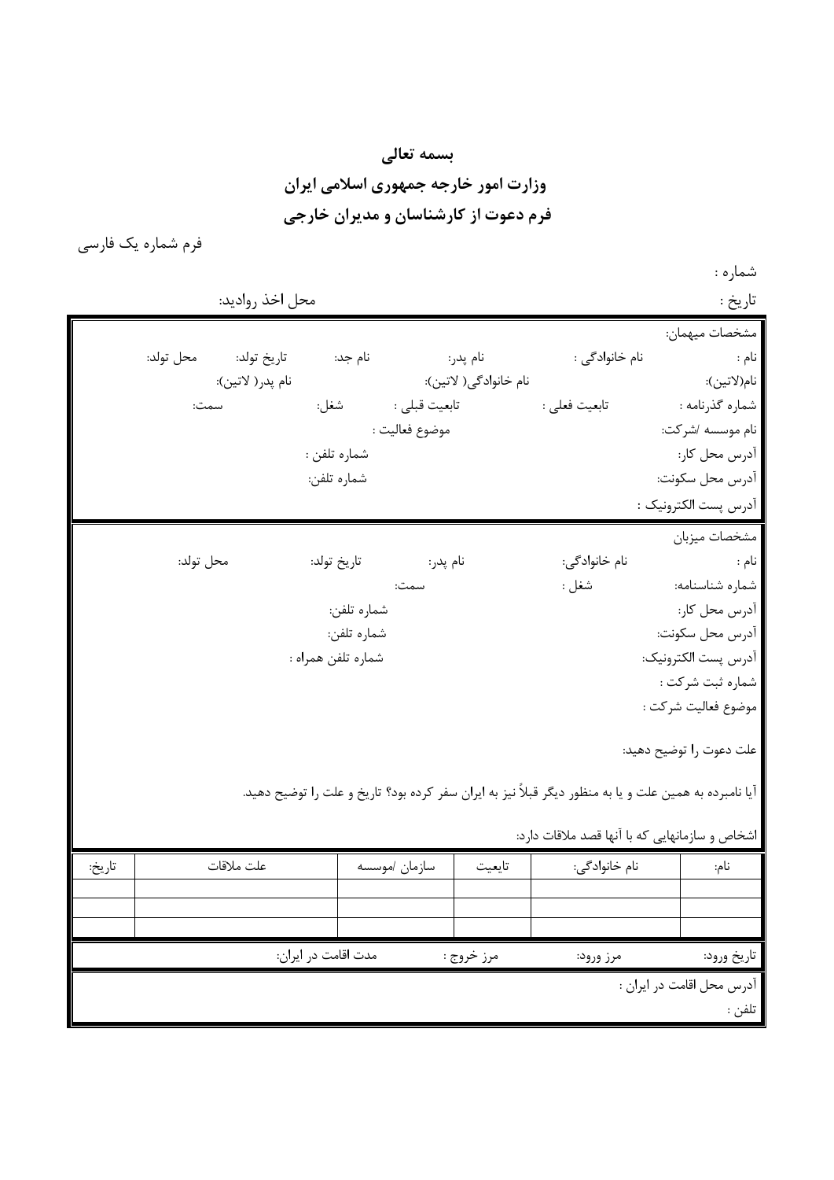# بسمه تعالی

## وزارت امور خارجه جمهوری اسلامی ایران

## فرم دعوت از کارشناسان و مدیران خارجی

فرم شماره یک فارسی

شماره :

تاریخ : محل اخذ روادید:

مشخصات میهمان:

نام : نام خانوادگی : نام پدر: نام جد: تاریخ تولد: محل تولد:

نام(لاتین): نام خانوادگی( لاتین): نام پدر( لاتین):

شماره گذرنامه : تابعیت فعلی : تابعیت قبلی : شغل: سمت:

نام موسسه /شرکت: موضوع فعالیت :

آدرس محل کار: شماره تلفن :

آدرس محل سکونت: شماره تلفن:

آدرس پست الکترونیک :

مشخصات میزبان

نام : نام خانوادگی: نام پدر: تاریخ تولد: محل تولد:

شماره شناسنامه: شغل : سمت:

آدرس محل کار: شماره تلفن:

آدرس محل سکونت: شماره تلفن:

آدرس پست الکترونیک: شماره تلفن همراه :

شماره ثبت شرکت :

موضوع فعالیت شرکت :

علت دعوت را توضیح دهید:

آیا نامبرده به همین علت و یا به منظور دیگر قبلاً نیز به ایران سفر کرده بود؟ تاریخ و علت را توضیح دهید.

اشخاص و سازمانهایی که با آنها قصد ملاقات دارد:

| نام: | نام خانوادگی: | تابعیت | سازمان /موسسه | علت ملاقات | تاریخ: |
|---|---|---|---|---|---|
| | | | | | |
| | | | | | |
| | | | | | |

تاریخ ورود: مرز ورود: مرز خروج : مدت اقامت در ایران:

آدرس محل اقامت در ایران :

تلفن :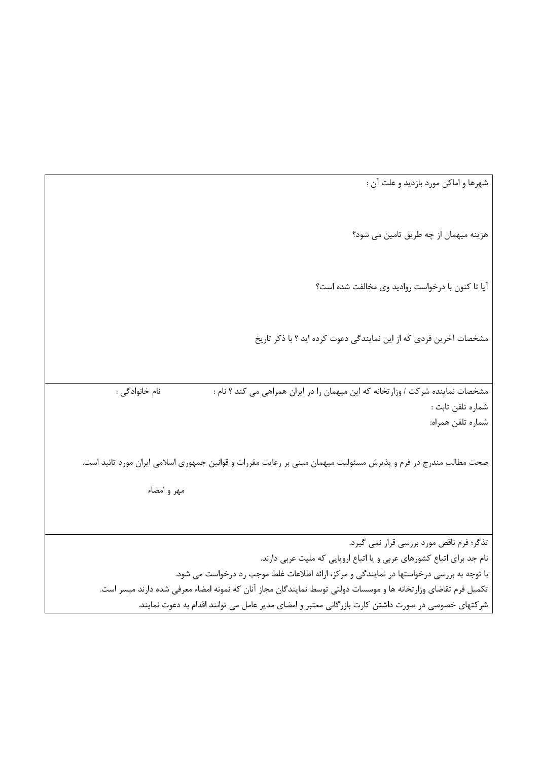شهرها و اماکن مورد بازدید و علت آن :

هزینه میهمان از چه طریق تامین می شود؟

آیا تا کنون با درخواست روادید وی مخالفت شده است؟

مشخصات آخرین فردی که از این نمایندگی دعوت کرده اید ؟ با ذکر تاریخ

---

مشخصات نماینده شرکت / وزارتخانه که این میهمان را در ایران همراهی می کند ؟ نام :　　　　　نام خانوادگی :

شماره تلفن ثابت :

شماره تلفن همراه:

صحت مطالب مندرج در فرم و پذیرش مسئولیت میهمان مبنی بر رعایت مقررات و قوانین جمهوری اسلامی ایران مورد تائید است.

مهر و امضاء

---

تذگر؛ فرم ناقص مورد بررسی قرار نمی گیرد.

نام جد برای اتباع کشورهای عربی و یا اتباع اروپایی که ملیت عربی دارند.

با توجه به بررسی درخواستها در نمایندگی و مرکز، ارائه اطلاعات غلط موجب رد درخواست می شود.

تکمیل فرم تقاضای وزارتخانه ها و موسسات دولتی توسط نمایندگان مجاز آنان که نمونه امضاء معرفی شده دارند میسر است.

شرکتهای خصوصی در صورت داشتن کارت بازرگانی معتبر و امضای مدیر عامل می توانند اقدام به دعوت نمایند.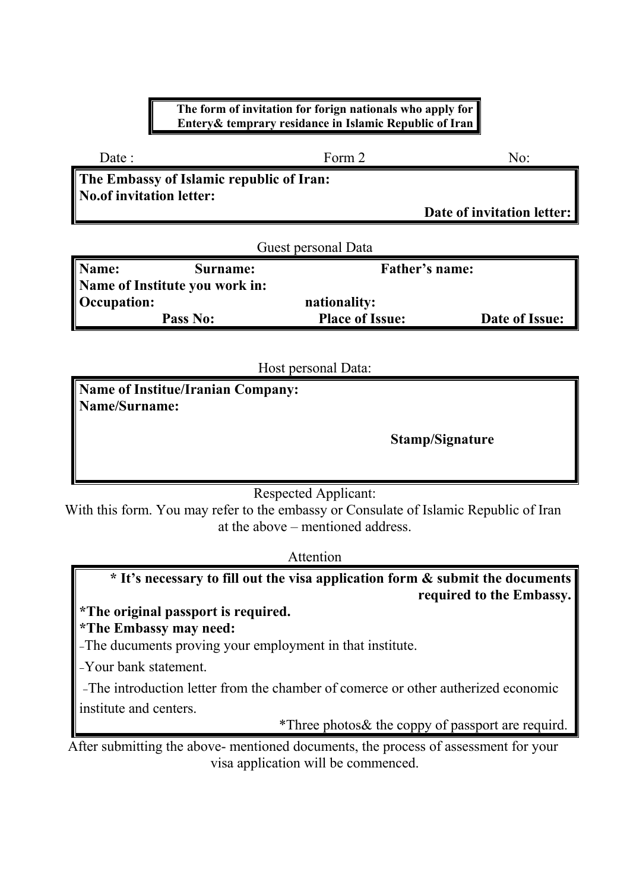**The form of invitation for forign nationals who apply for Entery& temprary residance in Islamic Republic of Iran**

Date : Form 2 No:

**The Embassy of Islamic republic of Iran:**
**No.of invitation letter:**
**Date of invitation letter:**

Guest personal Data

**Name:** **Surname:** **Father's name:**
**Name of Institute you work in:**
**Occupation:** **nationality:**
**Pass No:** **Place of Issue:** **Date of Issue:**

Host personal Data:

**Name of Institue/Iranian Company:**
**Name/Surname:**

**Stamp/Signature**

Respected Applicant:
With this form. You may refer to the embassy or Consulate of Islamic Republic of Iran at the above – mentioned address.

Attention

**\* It's necessary to fill out the visa application form & submit the documents required to the Embassy.**

**\*The original passport is required.**

**\*The Embassy may need:**

- The ducuments proving your employment in that institute.
- Your bank statement.
- The introduction letter from the chamber of comerce or other autherized economic institute and centers.

*Three photos& the coppy of passport are requird.

After submitting the above- mentioned documents, the process of assessment for your visa application will be commenced.